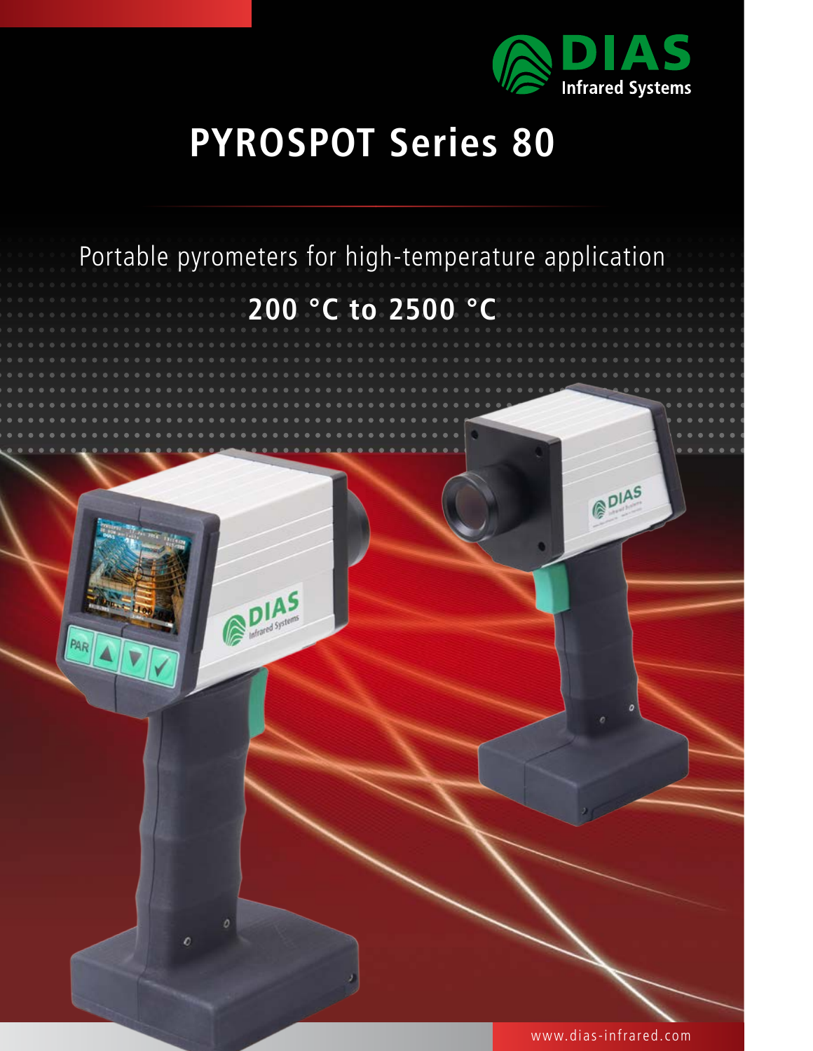DIAS
Infrared Systems

# PYROSPOT Series 80

Portable pyrometers for high-temperature application

## 200 °C to 2500 °C

www.dias-infrared.com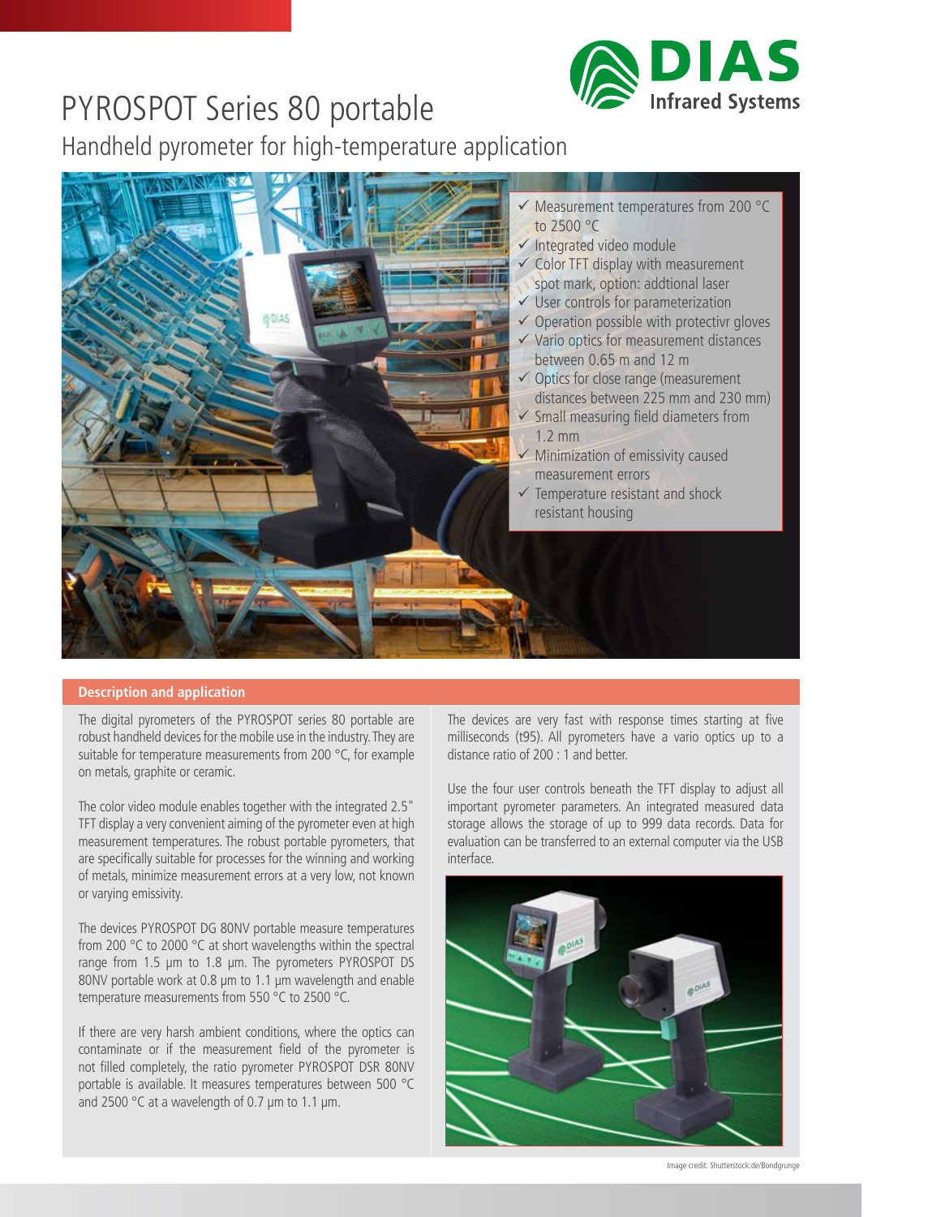# PYROSPOT Series 80 portable

## Handheld pyrometer for high-temperature application

- ✓ Measurement temperatures from 200 °C to 2500 °C
- ✓ Integrated video module
- ✓ Color TFT display with measurement spot mark, option: addtional laser
- ✓ User controls for parameterization
- ✓ Operation possible with protectivr gloves
- ✓ Vario optics for measurement distances between 0.65 m and 12 m
- ✓ Optics for close range (measurement distances between 225 mm and 230 mm)
- ✓ Small measuring field diameters from 1.2 mm
- ✓ Minimization of emissivity caused measurement errors
- ✓ Temperature resistant and shock resistant housing

### Description and application

The digital pyrometers of the PYROSPOT series 80 portable are robust handheld devices for the mobile use in the industry. They are suitable for temperature measurements from 200 °C, for example on metals, graphite or ceramic.

The color video module enables together with the integrated 2.5" TFT display a very convenient aiming of the pyrometer even at high measurement temperatures. The robust portable pyrometers, that are specifically suitable for processes for the winning and working of metals, minimize measurement errors at a very low, not known or varying emissivity.

The devices PYROSPOT DG 80NV portable measure temperatures from 200 °C to 2000 °C at short wavelengths within the spectral range from 1.5 µm to 1.8 µm. The pyrometers PYROSPOT DS 80NV portable work at 0.8 µm to 1.1 µm wavelength and enable temperature measurements from 550 °C to 2500 °C.

If there are very harsh ambient conditions, where the optics can contaminate or if the measurement field of the pyrometer is not filled completely, the ratio pyrometer PYROSPOT DSR 80NV portable is available. It measures temperatures between 500 °C and 2500 °C at a wavelength of 0.7 µm to 1.1 µm.

The devices are very fast with response times starting at five milliseconds (t95). All pyrometers have a vario optics up to a distance ratio of 200 : 1 and better.

Use the four user controls beneath the TFT display to adjust all important pyrometer parameters. An integrated measured data storage allows the storage of up to 999 data records. Data for evaluation can be transferred to an external computer via the USB interface.

Image credit: Shutterstock.de/Bondgrunge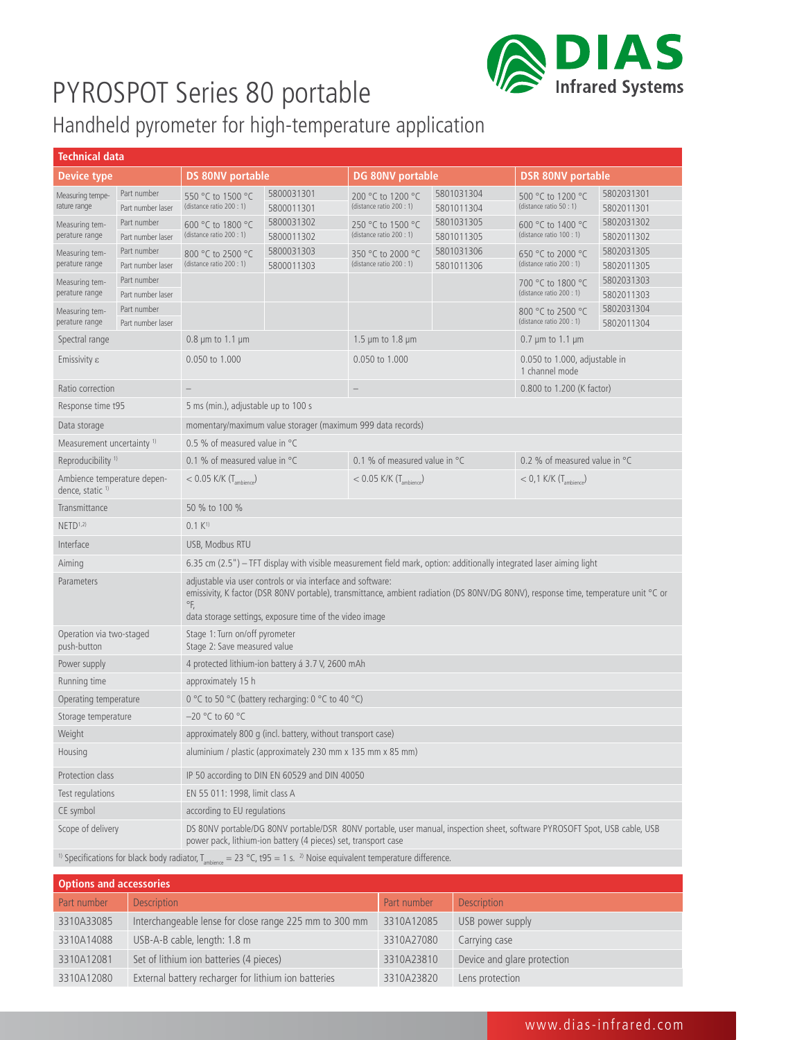# PYROSPOT Series 80 portable

## Handheld pyrometer for high-temperature application

**Technical data**

| Device type | | DS 80NV portable | | DG 80NV portable | | DSR 80NV portable | |
|---|---|---|---|---|---|---|---|
| Measuring temperature range | Part number | 550 °C to 1500 °C (distance ratio 200 : 1) | 5800031301 | 200 °C to 1200 °C (distance ratio 200 : 1) | 5801031304 | 500 °C to 1200 °C (distance ratio 50 : 1) | 5802031301 |
| | Part number laser | | 5800011301 | | 5801011304 | | 5802011301 |
| Measuring temperature range | Part number | 600 °C to 1800 °C (distance ratio 200 : 1) | 5800031302 | 250 °C to 1500 °C (distance ratio 200 : 1) | 5801031305 | 600 °C to 1400 °C (distance ratio 100 : 1) | 5802031302 |
| | Part number laser | | 5800011302 | | 5801011305 | | 5802011302 |
| Measuring temperature range | Part number | 800 °C to 2500 °C (distance ratio 200 : 1) | 5800031303 | 350 °C to 2000 °C (distance ratio 200 : 1) | 5801031306 | 650 °C to 2000 °C (distance ratio 200 : 1) | 5802031305 |
| | Part number laser | | 5800011303 | | 5801011306 | | 5802011305 |
| Measuring temperature range | Part number | | | | | 700 °C to 1800 °C (distance ratio 200 : 1) | 5802031303 |
| | Part number laser | | | | | | 5802011303 |
| Measuring temperature range | Part number | | | | | 800 °C to 2500 °C (distance ratio 200 : 1) | 5802031304 |
| | Part number laser | | | | | | 5802011304 |
| Spectral range | | 0.8 µm to 1.1 µm | | 1.5 µm to 1.8 µm | | 0.7 µm to 1.1 µm | |
| Emissivity ε | | 0.050 to 1.000 | | 0.050 to 1.000 | | 0.050 to 1.000, adjustable in 1 channel mode | |
| Ratio correction | | – | | – | | 0.800 to 1.200 (K factor) | |
| Response time t95 | | 5 ms (min.), adjustable up to 100 s | | | | | |
| Data storage | | momentary/maximum value storager (maximum 999 data records) | | | | | |
| Measurement uncertainty [1] | | 0.5 % of measured value in °C | | | | | |
| Reproducibility [1] | | 0.1 % of measured value in °C | | 0.1 % of measured value in °C | | 0.2 % of measured value in °C | |
| Ambience temperature dependence, static [1] | | < 0.05 K/K ($T_{ambience}$) | | < 0.05 K/K ($T_{ambience}$) | | < 0,1 K/K ($T_{ambience}$) | |
| Transmittance | | 50 % to 100 % | | | | | |
| NETD[1,2] | | 0.1 K[1] | | | | | |
| Interface | | USB, Modbus RTU | | | | | |
| Aiming | | 6.35 cm (2.5") – TFT display with visible measurement field mark, option: additionally integrated laser aiming light | | | | | |
| Parameters | | adjustable via user controls or via interface and software: emissivity, K factor (DSR 80NV portable), transmittance, ambient radiation (DS 80NV/DG 80NV), response time, temperature unit °C or °F, data storage settings, exposure time of the video image | | | | | |
| Operation via two-staged push-button | | Stage 1: Turn on/off pyrometer<br>Stage 2: Save measured value | | | | | |
| Power supply | | 4 protected lithium-ion battery á 3.7 V, 2600 mAh | | | | | |
| Running time | | approximately 15 h | | | | | |
| Operating temperature | | 0 °C to 50 °C (battery recharging: 0 °C to 40 °C) | | | | | |
| Storage temperature | | –20 °C to 60 °C | | | | | |
| Weight | | approximately 800 g (incl. battery, without transport case) | | | | | |
| Housing | | aluminium / plastic (approximately 230 mm x 135 mm x 85 mm) | | | | | |
| Protection class | | IP 50 according to DIN EN 60529 and DIN 40050 | | | | | |
| Test regulations | | EN 55 011: 1998, limit class A | | | | | |
| CE symbol | | according to EU regulations | | | | | |
| Scope of delivery | | DS 80NV portable/DG 80NV portable/DSR 80NV portable, user manual, inspection sheet, software PYROSOFT Spot, USB cable, USB power pack, lithium-ion battery (4 pieces) set, transport case | | | | | |

[1] Specifications for black body radiator, $T_{ambience}$ = 23 °C, t95 = 1 s. [2] Noise equivalent temperature difference.

**Options and accessories**

| Part number | Description | Part number | Description |
|---|---|---|---|
| 3310A33085 | Interchangeable lense for close range 225 mm to 300 mm | 3310A12085 | USB power supply |
| 3310A14088 | USB-A-B cable, length: 1.8 m | 3310A27080 | Carrying case |
| 3310A12081 | Set of lithium ion batteries (4 pieces) | 3310A23810 | Device and glare protection |
| 3310A12080 | External battery recharger for lithium ion batteries | 3310A23820 | Lens protection |

www.dias-infrared.com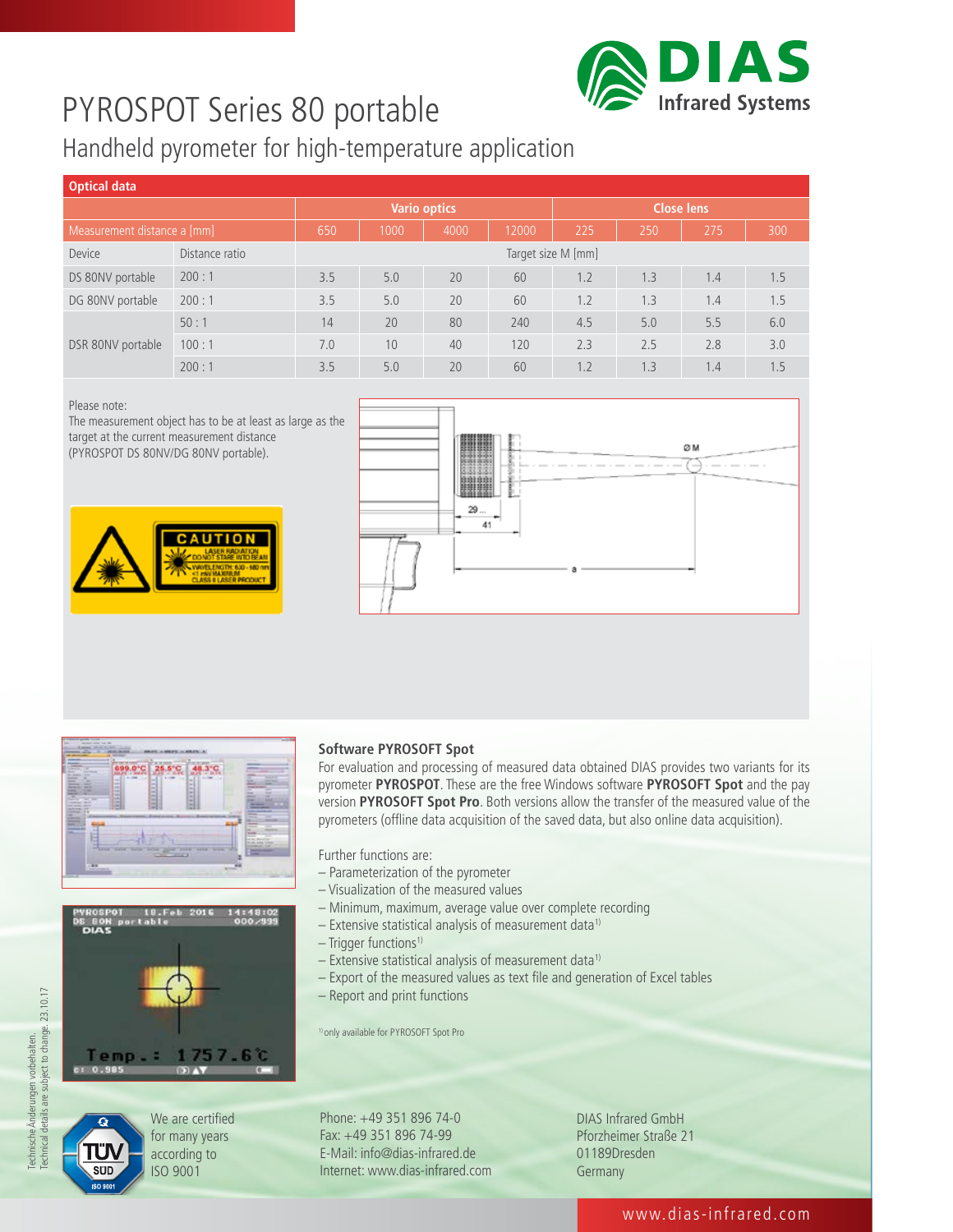# PYROSPOT Series 80 portable

## Handheld pyrometer for high-temperature application

**Optical data**

| | | Vario optics | | | | Close lens | | | |
|---|---|---|---|---|---|---|---|---|---|
| Measurement distance a [mm] | | 650 | 1000 | 4000 | 12000 | 225 | 250 | 275 | 300 |
| Device | Distance ratio | Target size M [mm] | | | | | | | |
| DS 80NV portable | 200 : 1 | 3.5 | 5.0 | 20 | 60 | 1.2 | 1.3 | 1.4 | 1.5 |
| DG 80NV portable | 200 : 1 | 3.5 | 5.0 | 20 | 60 | 1.2 | 1.3 | 1.4 | 1.5 |
| DSR 80NV portable | 50 : 1 | 14 | 20 | 80 | 240 | 4.5 | 5.0 | 5.5 | 6.0 |
| | 100 : 1 | 7.0 | 10 | 40 | 120 | 2.3 | 2.5 | 2.8 | 3.0 |
| | 200 : 1 | 3.5 | 5.0 | 20 | 60 | 1.2 | 1.3 | 1.4 | 1.5 |

Please note:
The measurement object has to be at least as large as the target at the current measurement distance (PYROSPOT DS 80NV/DG 80NV portable).

CAUTION
LASER RADIATION
DO NOT STARE INTO BEAM
WAVELENGTH: 630 - 680 nm
<1 mW MAXIMUM
CLASS II LASER PRODUCT

Ø M
29
41
a

PYROSPOT 18.Feb 2016 14:48:02
DS 80N portable 000/999
DIAS
Temp.: 1757.6℃
ε: 0.985

### Software PYROSOFT Spot

For evaluation and processing of measured data obtained DIAS provides two variants for its pyrometer **PYROSPOT**. These are the free Windows software **PYROSOFT Spot** and the pay version **PYROSOFT Spot Pro**. Both versions allow the transfer of the measured value of the pyrometers (offline data acquisition of the saved data, but also online data acquisition).

Further functions are:

- Parameterization of the pyrometer
- Visualization of the measured values
- Minimum, maximum, average value over complete recording
- Extensive statistical analysis of measurement data[1)]
- Trigger functions[1)]
- Extensive statistical analysis of measurement data[1)]
- Export of the measured values as text file and generation of Excel tables
- Report and print functions

[1)] only available for PYROSOFT Spot Pro

We are certified for many years according to ISO 9001

Phone: +49 351 896 74-0
Fax: +49 351 896 74-99
E-Mail: info@dias-infrared.de
Internet: www.dias-infrared.com

DIAS Infrared GmbH
Pforzheimer Straße 21
01189Dresden
Germany

Technische Änderungen vorbehalten.
Technical details are subject to change. 23.10.17